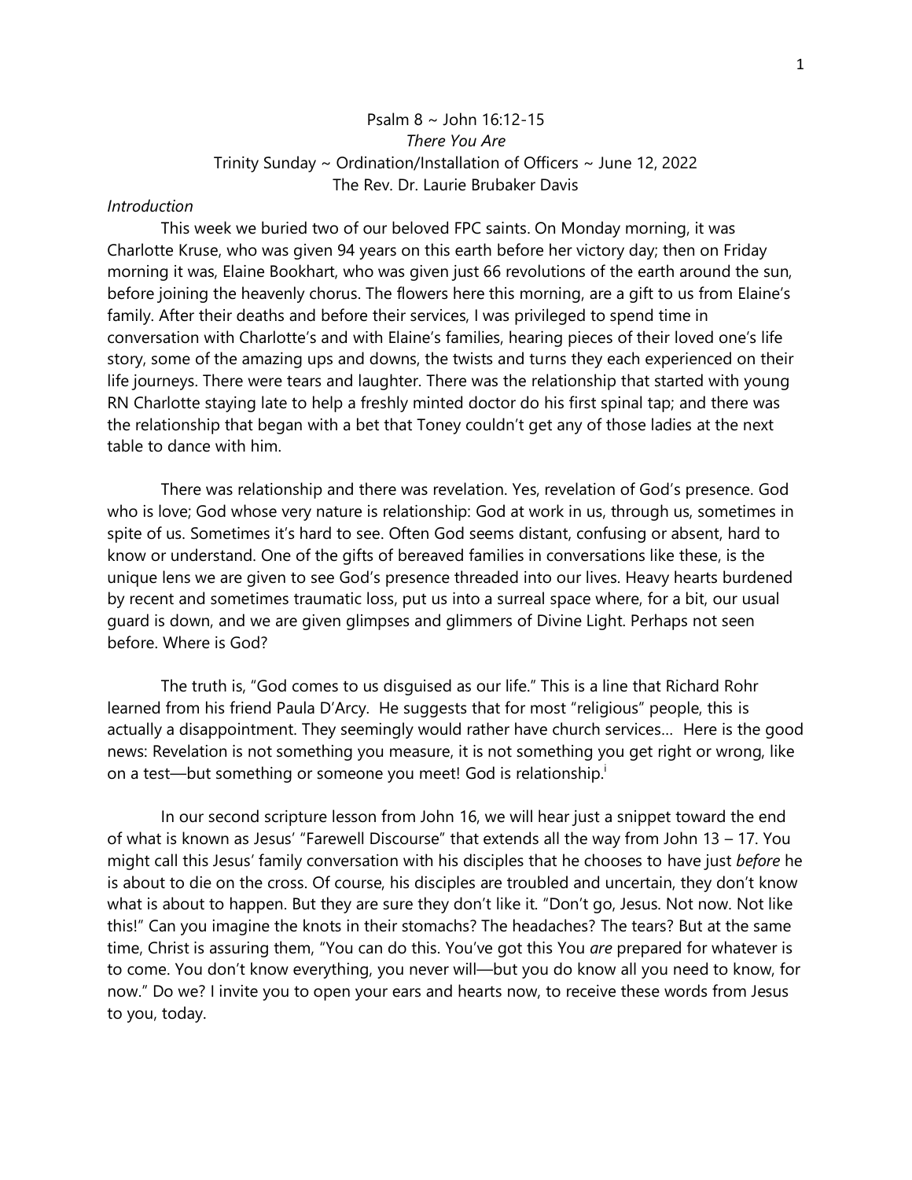Psalm 8 ~ John 16:12-15

*There You Are*

Trinity Sunday ~ Ordination/Installation of Officers ~ June 12, 2022

The Rev. Dr. Laurie Brubaker Davis

*Introduction*

This week we buried two of our beloved FPC saints. On Monday morning, it was Charlotte Kruse, who was given 94 years on this earth before her victory day; then on Friday morning it was, Elaine Bookhart, who was given just 66 revolutions of the earth around the sun, before joining the heavenly chorus. The flowers here this morning, are a gift to us from Elaine's family. After their deaths and before their services, I was privileged to spend time in conversation with Charlotte's and with Elaine's families, hearing pieces of their loved one's life story, some of the amazing ups and downs, the twists and turns they each experienced on their life journeys. There were tears and laughter. There was the relationship that started with young RN Charlotte staying late to help a freshly minted doctor do his first spinal tap; and there was the relationship that began with a bet that Toney couldn't get any of those ladies at the next table to dance with him.

There was relationship and there was revelation. Yes, revelation of God's presence. God who is love; God whose very nature is relationship: God at work in us, through us, sometimes in spite of us. Sometimes it's hard to see. Often God seems distant, confusing or absent, hard to know or understand. One of the gifts of bereaved families in conversations like these, is the unique lens we are given to see God's presence threaded into our lives. Heavy hearts burdened by recent and sometimes traumatic loss, put us into a surreal space where, for a bit, our usual guard is down, and we are given glimpses and glimmers of Divine Light. Perhaps not seen before. Where is God?

The truth is, "God comes to us disguised as our life." This is a line that Richard Rohr learned from his friend Paula D'Arcy. He suggests that for most "religious" people, this is actually a disappointment. They seemingly would rather have church services… Here is the good news: Revelation is not something you measure, it is not something you get right or wrong, like on a test—but something or someone you meet! God is relationship.[i]

In our second scripture lesson from John 16, we will hear just a snippet toward the end of what is known as Jesus' "Farewell Discourse" that extends all the way from John 13 – 17. You might call this Jesus' family conversation with his disciples that he chooses to have just *before* he is about to die on the cross. Of course, his disciples are troubled and uncertain, they don't know what is about to happen. But they are sure they don't like it. "Don't go, Jesus. Not now. Not like this!" Can you imagine the knots in their stomachs? The headaches? The tears? But at the same time, Christ is assuring them, "You can do this. You've got this You *are* prepared for whatever is to come. You don't know everything, you never will—but you do know all you need to know, for now." Do we? I invite you to open your ears and hearts now, to receive these words from Jesus to you, today.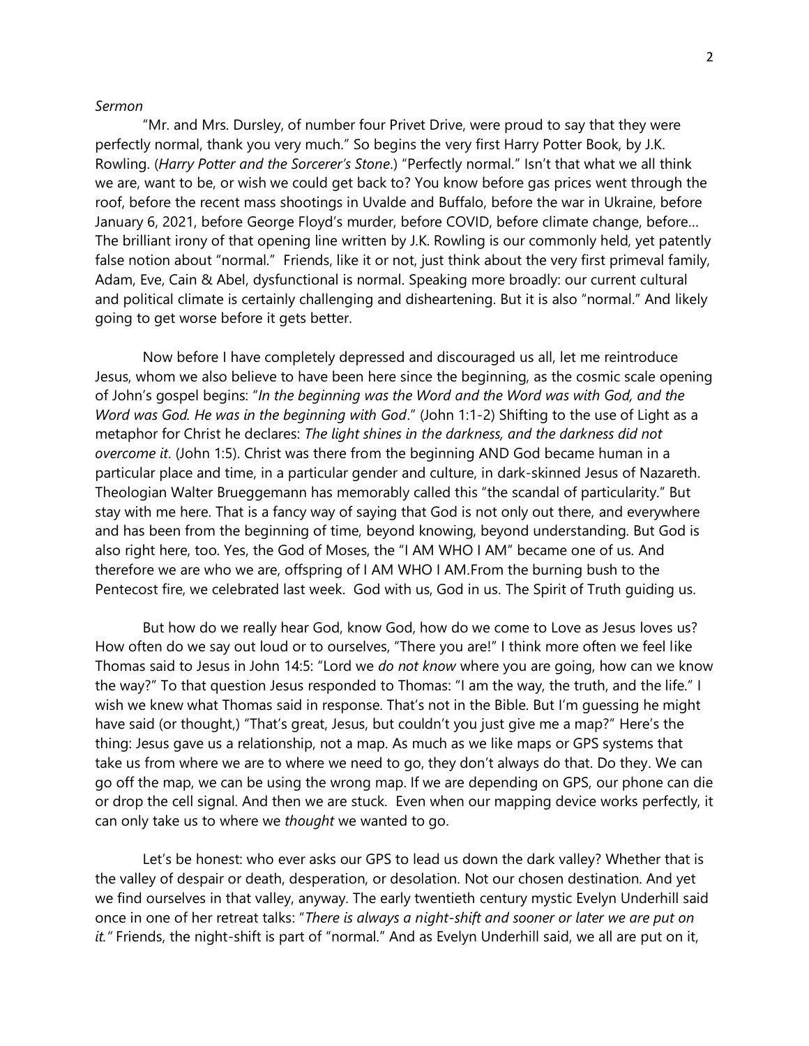*Sermon*

"Mr. and Mrs. Dursley, of number four Privet Drive, were proud to say that they were perfectly normal, thank you very much." So begins the very first Harry Potter Book, by J.K. Rowling. (*Harry Potter and the Sorcerer's Stone*.) "Perfectly normal." Isn't that what we all think we are, want to be, or wish we could get back to? You know before gas prices went through the roof, before the recent mass shootings in Uvalde and Buffalo, before the war in Ukraine, before January 6, 2021, before George Floyd's murder, before COVID, before climate change, before... The brilliant irony of that opening line written by J.K. Rowling is our commonly held, yet patently false notion about "normal." Friends, like it or not, just think about the very first primeval family, Adam, Eve, Cain & Abel, dysfunctional is normal. Speaking more broadly: our current cultural and political climate is certainly challenging and disheartening. But it is also "normal." And likely going to get worse before it gets better.

Now before I have completely depressed and discouraged us all, let me reintroduce Jesus, whom we also believe to have been here since the beginning, as the cosmic scale opening of John's gospel begins: "*In the beginning was the Word and the Word was with God, and the Word was God. He was in the beginning with God*." (John 1:1-2) Shifting to the use of Light as a metaphor for Christ he declares: *The light shines in the darkness, and the darkness did not overcome it*. (John 1:5). Christ was there from the beginning AND God became human in a particular place and time, in a particular gender and culture, in dark-skinned Jesus of Nazareth. Theologian Walter Brueggemann has memorably called this "the scandal of particularity." But stay with me here. That is a fancy way of saying that God is not only out there, and everywhere and has been from the beginning of time, beyond knowing, beyond understanding. But God is also right here, too. Yes, the God of Moses, the "I AM WHO I AM" became one of us. And therefore we are who we are, offspring of I AM WHO I AM.From the burning bush to the Pentecost fire, we celebrated last week. God with us, God in us. The Spirit of Truth guiding us.

But how do we really hear God, know God, how do we come to Love as Jesus loves us? How often do we say out loud or to ourselves, "There you are!" I think more often we feel like Thomas said to Jesus in John 14:5: "Lord we *do not know* where you are going, how can we know the way?" To that question Jesus responded to Thomas: "I am the way, the truth, and the life." I wish we knew what Thomas said in response. That's not in the Bible. But I'm guessing he might have said (or thought,) "That's great, Jesus, but couldn't you just give me a map?" Here's the thing: Jesus gave us a relationship, not a map. As much as we like maps or GPS systems that take us from where we are to where we need to go, they don't always do that. Do they. We can go off the map, we can be using the wrong map. If we are depending on GPS, our phone can die or drop the cell signal. And then we are stuck. Even when our mapping device works perfectly, it can only take us to where we *thought* we wanted to go.

Let's be honest: who ever asks our GPS to lead us down the dark valley? Whether that is the valley of despair or death, desperation, or desolation. Not our chosen destination. And yet we find ourselves in that valley, anyway. The early twentieth century mystic Evelyn Underhill said once in one of her retreat talks: "*There is always a night-shift and sooner or later we are put on it."* Friends, the night-shift is part of "normal." And as Evelyn Underhill said, we all are put on it,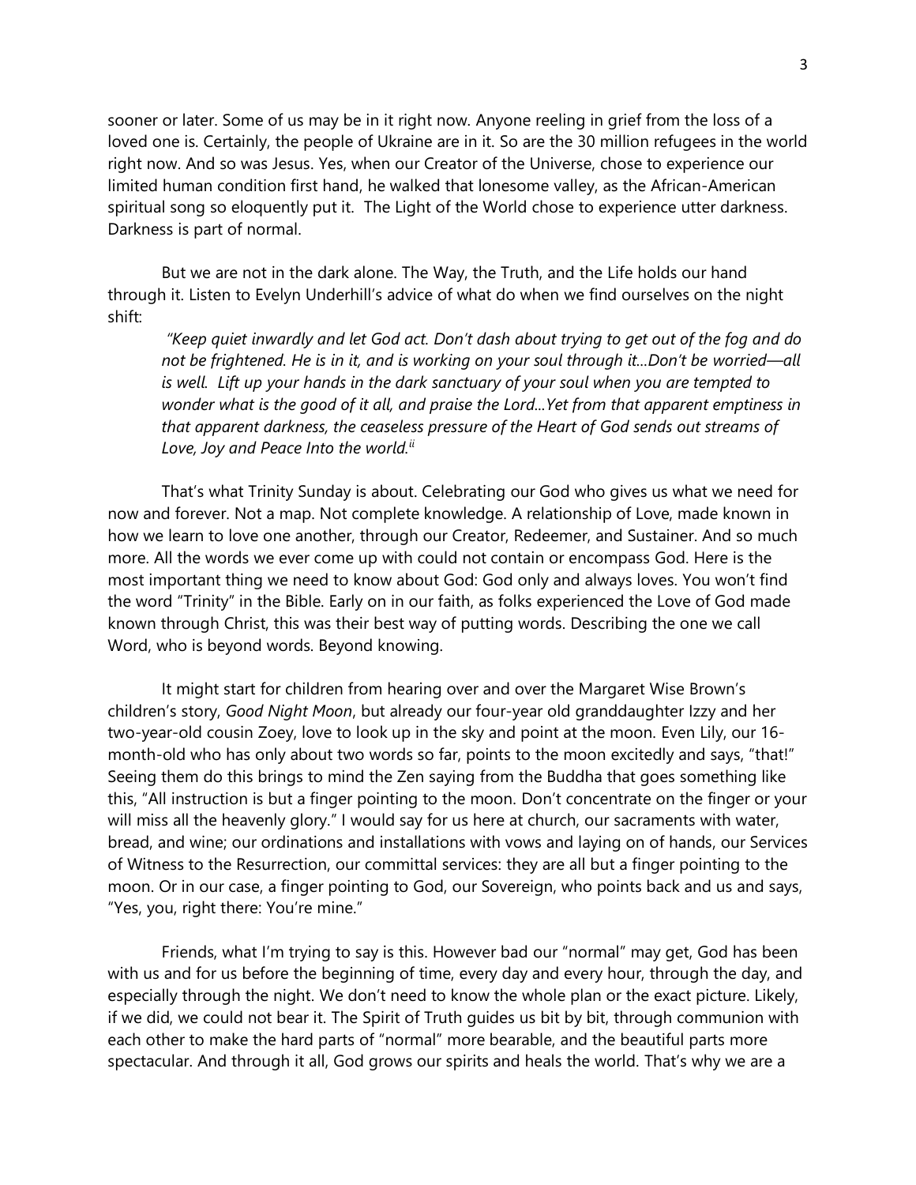sooner or later. Some of us may be in it right now. Anyone reeling in grief from the loss of a loved one is. Certainly, the people of Ukraine are in it. So are the 30 million refugees in the world right now. And so was Jesus. Yes, when our Creator of the Universe, chose to experience our limited human condition first hand, he walked that lonesome valley, as the African-American spiritual song so eloquently put it. The Light of the World chose to experience utter darkness. Darkness is part of normal.

But we are not in the dark alone. The Way, the Truth, and the Life holds our hand through it. Listen to Evelyn Underhill's advice of what do when we find ourselves on the night shift:

> *"Keep quiet inwardly and let God act. Don't dash about trying to get out of the fog and do not be frightened. He is in it, and is working on your soul through it…Don't be worried—all is well. Lift up your hands in the dark sanctuary of your soul when you are tempted to wonder what is the good of it all, and praise the Lord…Yet from that apparent emptiness in that apparent darkness, the ceaseless pressure of the Heart of God sends out streams of Love, Joy and Peace Into the world.*[ii]

That's what Trinity Sunday is about. Celebrating our God who gives us what we need for now and forever. Not a map. Not complete knowledge. A relationship of Love, made known in how we learn to love one another, through our Creator, Redeemer, and Sustainer. And so much more. All the words we ever come up with could not contain or encompass God. Here is the most important thing we need to know about God: God only and always loves. You won't find the word "Trinity" in the Bible. Early on in our faith, as folks experienced the Love of God made known through Christ, this was their best way of putting words. Describing the one we call Word, who is beyond words. Beyond knowing.

It might start for children from hearing over and over the Margaret Wise Brown's children's story, *Good Night Moon*, but already our four-year old granddaughter Izzy and her two-year-old cousin Zoey, love to look up in the sky and point at the moon. Even Lily, our 16-month-old who has only about two words so far, points to the moon excitedly and says, "that!" Seeing them do this brings to mind the Zen saying from the Buddha that goes something like this, "All instruction is but a finger pointing to the moon. Don't concentrate on the finger or your will miss all the heavenly glory." I would say for us here at church, our sacraments with water, bread, and wine; our ordinations and installations with vows and laying on of hands, our Services of Witness to the Resurrection, our committal services: they are all but a finger pointing to the moon. Or in our case, a finger pointing to God, our Sovereign, who points back and us and says, "Yes, you, right there: You're mine."

Friends, what I'm trying to say is this. However bad our "normal" may get, God has been with us and for us before the beginning of time, every day and every hour, through the day, and especially through the night. We don't need to know the whole plan or the exact picture. Likely, if we did, we could not bear it. The Spirit of Truth guides us bit by bit, through communion with each other to make the hard parts of "normal" more bearable, and the beautiful parts more spectacular. And through it all, God grows our spirits and heals the world. That's why we are a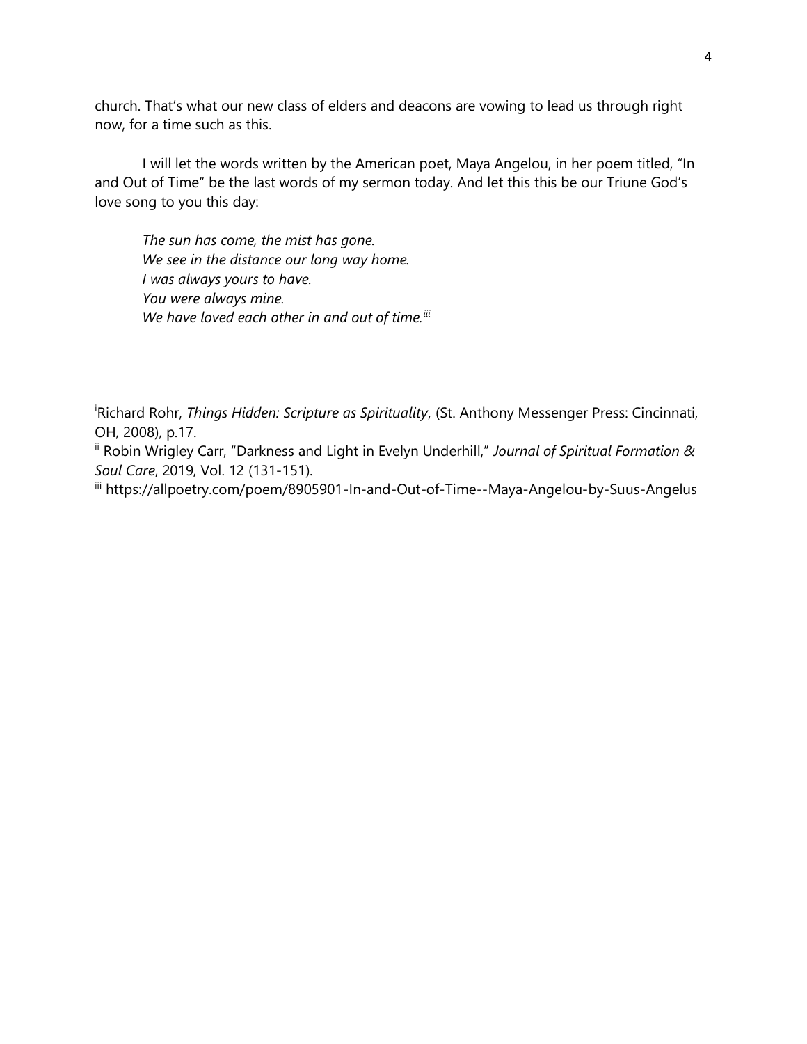church. That's what our new class of elders and deacons are vowing to lead us through right now, for a time such as this.

I will let the words written by the American poet, Maya Angelou, in her poem titled, "In and Out of Time" be the last words of my sermon today. And let this this be our Triune God's love song to you this day:

> *The sun has come, the mist has gone.*
> *We see in the distance our long way home.*
> *I was always yours to have.*
> *You were always mine.*
> *We have loved each other in and out of time.*[iii]

---

[i] Richard Rohr, *Things Hidden: Scripture as Spirituality*, (St. Anthony Messenger Press: Cincinnati, OH, 2008), p.17.

[ii] Robin Wrigley Carr, "Darkness and Light in Evelyn Underhill," *Journal of Spiritual Formation & Soul Care*, 2019, Vol. 12 (131-151).

[iii] https://allpoetry.com/poem/8905901-In-and-Out-of-Time--Maya-Angelou-by-Suus-Angelus